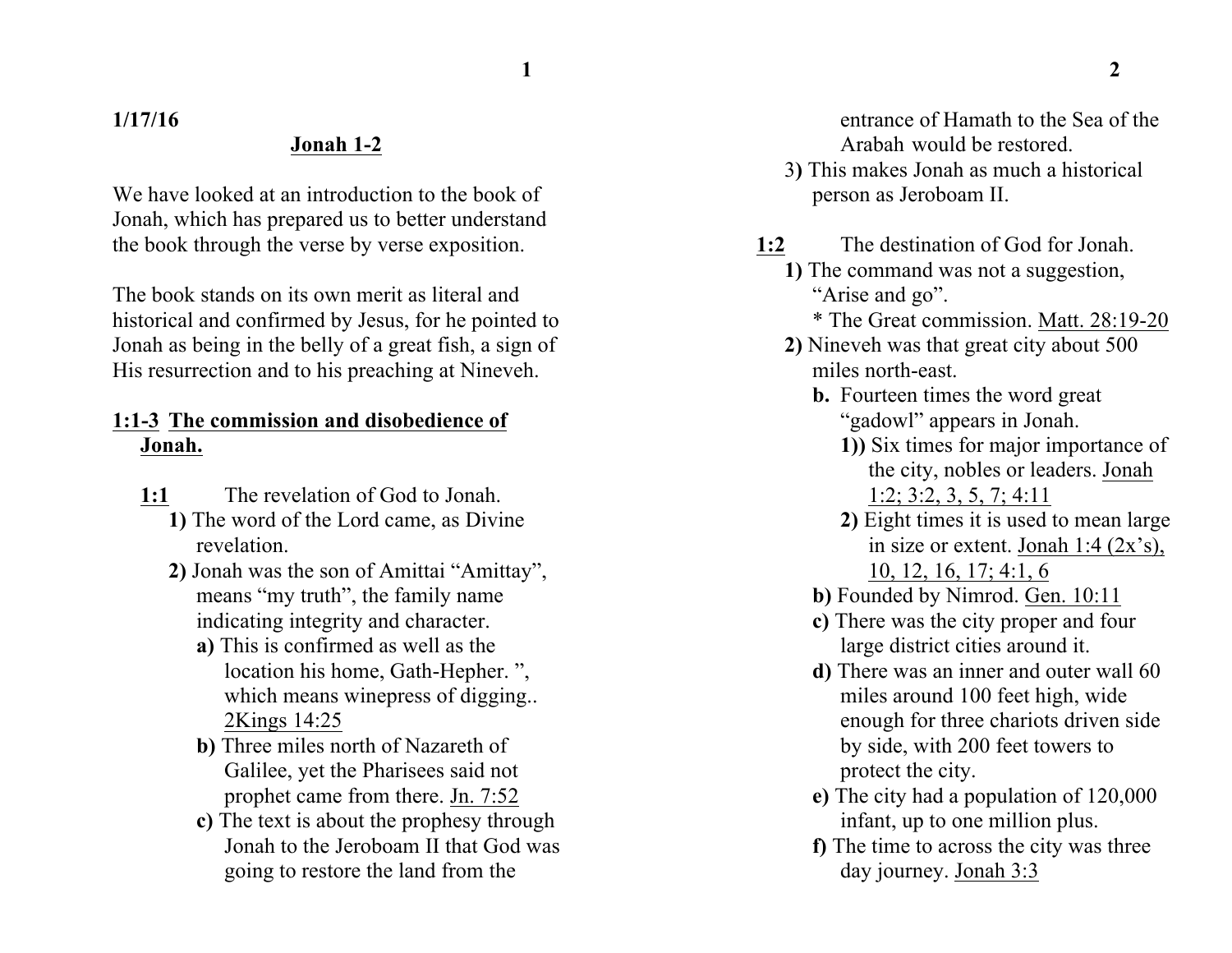**1/17/16**

## Jonah 1-2

We have looked at an introduction to the book of Jonah, which has prepared us to better understand the book through the verse by verse exposition.

The book stands on its own merit as literal and historical and confirmed by Jesus, for he pointed to Jonah as being in the belly of a great fish, a sign of His resurrection and to his preaching at Nineveh.

### 1:1-3 The commission and disobedience of Jonah.

**1:1** The revelation of God to Jonah.

- **1)** The word of the Lord came, as Divine revelation.
- **2)** Jonah was the son of Amittai "Amittay", means "my truth", the family name indicating integrity and character.
  - **a)** This is confirmed as well as the location his home, Gath-Hepher. ", which means winepress of digging.. 2Kings 14:25
  - **b)** Three miles north of Nazareth of Galilee, yet the Pharisees said not prophet came from there. Jn. 7:52
  - **c)** The text is about the prophesy through Jonah to the Jeroboam II that God was going to restore the land from the entrance of Hamath to the Sea of the Arabah would be restored.
- 3**)** This makes Jonah as much a historical person as Jeroboam II.

**1:2** The destination of God for Jonah.

- **1)** The command was not a suggestion, "Arise and go".
  - * The Great commission. Matt. 28:19-20
- **2)** Nineveh was that great city about 500 miles north-east.
  - **b.** Fourteen times the word great "gadowl" appears in Jonah.
    - **1))** Six times for major importance of the city, nobles or leaders. Jonah 1:2; 3:2, 3, 5, 7; 4:11
    - **2)** Eight times it is used to mean large in size or extent. Jonah 1:4 (2x's), 10, 12, 16, 17; 4:1, 6
  - **b)** Founded by Nimrod. Gen. 10:11
  - **c)** There was the city proper and four large district cities around it.
  - **d)** There was an inner and outer wall 60 miles around 100 feet high, wide enough for three chariots driven side by side, with 200 feet towers to protect the city.
  - **e)** The city had a population of 120,000 infant, up to one million plus.
  - **f)** The time to across the city was three day journey. Jonah 3:3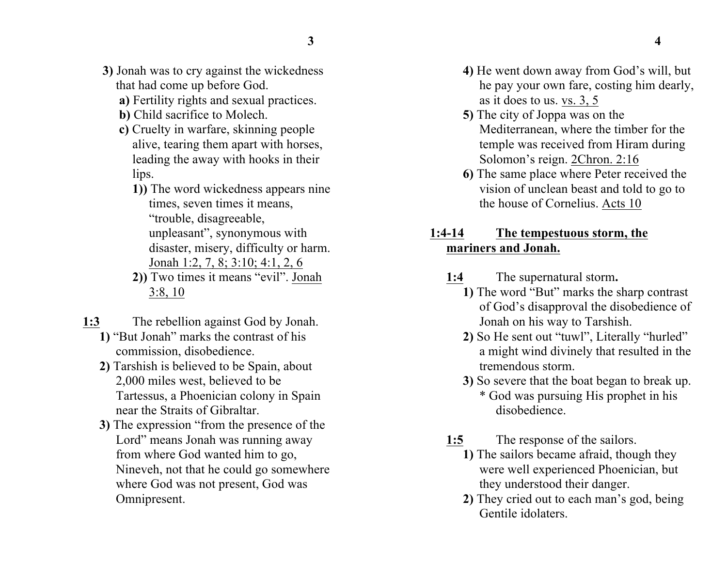**3)** Jonah was to cry against the wickedness that had come up before God.

- **a)** Fertility rights and sexual practices.
- **b)** Child sacrifice to Molech.
- **c)** Cruelty in warfare, skinning people alive, tearing them apart with horses, leading the away with hooks in their lips.
  - **1))** The word wickedness appears nine times, seven times it means, "trouble, disagreeable, unpleasant", synonymous with disaster, misery, difficulty or harm. <u>Jonah 1:2, 7, 8; 3:10; 4:1, 2, 6</u>
  - **2))** Two times it means "evil". <u>Jonah 3:8, 10</u>

<u>**1:3**</u> The rebellion against God by Jonah.

**1)** "But Jonah" marks the contrast of his commission, disobedience.

**2)** Tarshish is believed to be Spain, about 2,000 miles west, believed to be Tartessus, a Phoenician colony in Spain near the Straits of Gibraltar.

**3)** The expression "from the presence of the Lord" means Jonah was running away from where God wanted him to go, Nineveh, not that he could go somewhere where God was not present, God was Omnipresent.

**4)** He went down away from God's will, but he pay your own fare, costing him dearly, as it does to us. <u>vs. 3, 5</u>

**5)** The city of Joppa was on the Mediterranean, where the timber for the temple was received from Hiram during Solomon's reign. <u>2Chron. 2:16</u>

**6)** The same place where Peter received the vision of unclean beast and told to go to the house of Cornelius. <u>Acts 10</u>

## <u>1:4-14</u> <u>The tempestuous storm, the mariners and Jonah.</u>

<u>**1:4**</u> The supernatural storm**.**

**1)** The word "But" marks the sharp contrast of God's disapproval the disobedience of Jonah on his way to Tarshish.

**2)** So He sent out "tuwl", Literally "hurled" a might wind divinely that resulted in the tremendous storm.

**3)** So severe that the boat began to break up.

\* God was pursuing His prophet in his disobedience.

<u>**1:5**</u> The response of the sailors.

**1)** The sailors became afraid, though they were well experienced Phoenician, but they understood their danger.

**2)** They cried out to each man's god, being Gentile idolaters.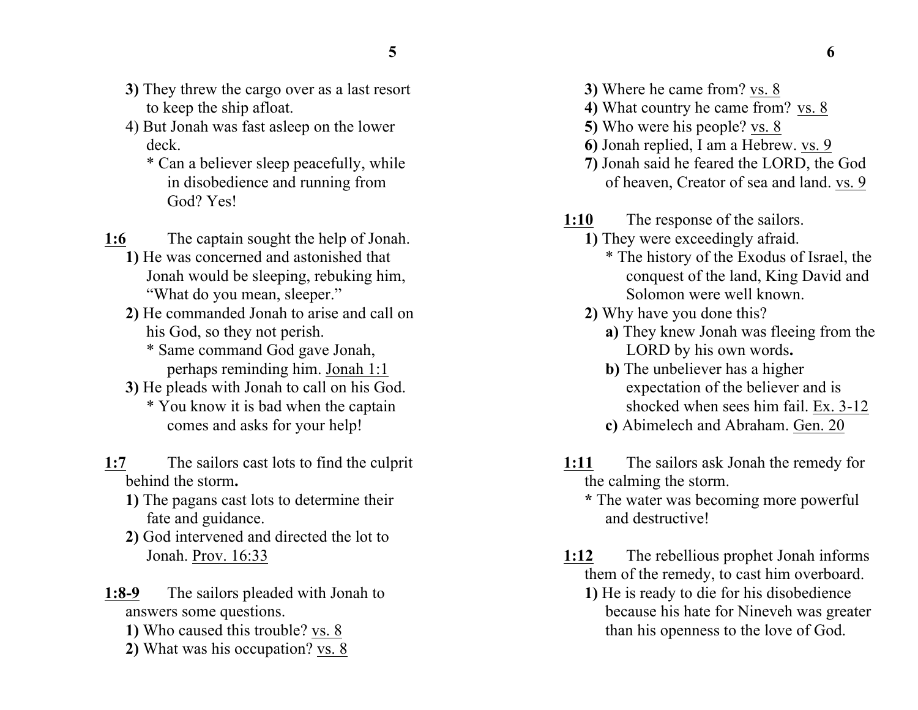**3)** They threw the cargo over as a last resort to keep the ship afloat.

4) But Jonah was fast asleep on the lower deck.

* Can a believer sleep peacefully, while in disobedience and running from God? Yes!

<u>**1:6**</u> The captain sought the help of Jonah.

**1)** He was concerned and astonished that Jonah would be sleeping, rebuking him, "What do you mean, sleeper."

**2)** He commanded Jonah to arise and call on his God, so they not perish.

* Same command God gave Jonah, perhaps reminding him. <u>Jonah 1:1</u>

**3)** He pleads with Jonah to call on his God.

* You know it is bad when the captain comes and asks for your help!

<u>**1:7**</u> The sailors cast lots to find the culprit behind the storm**.**

**1)** The pagans cast lots to determine their fate and guidance.

**2)** God intervened and directed the lot to Jonah. <u>Prov. 16:33</u>

<u>**1:8-9**</u> The sailors pleaded with Jonah to answers some questions.

**1)** Who caused this trouble? <u>vs. 8</u>

**2)** What was his occupation? <u>vs. 8</u>

**3)** Where he came from? <u>vs. 8</u>

**4)** What country he came from? <u>vs. 8</u>

**5)** Who were his people? <u>vs. 8</u>

**6)** Jonah replied, I am a Hebrew. <u>vs. 9</u>

**7)** Jonah said he feared the LORD, the God of heaven, Creator of sea and land. <u>vs. 9</u>

<u>**1:10**</u> The response of the sailors.

**1)** They were exceedingly afraid.

* The history of the Exodus of Israel, the conquest of the land, King David and Solomon were well known.

**2)** Why have you done this?

**a)** They knew Jonah was fleeing from the LORD by his own words**.**

**b)** The unbeliever has a higher expectation of the believer and is shocked when sees him fail. <u>Ex. 3-12</u>

**c)** Abimelech and Abraham. <u>Gen. 20</u>

<u>**1:11**</u> The sailors ask Jonah the remedy for the calming the storm.

**\*** The water was becoming more powerful and destructive!

<u>**1:12**</u> The rebellious prophet Jonah informs them of the remedy, to cast him overboard.

**1)** He is ready to die for his disobedience because his hate for Nineveh was greater than his openness to the love of God.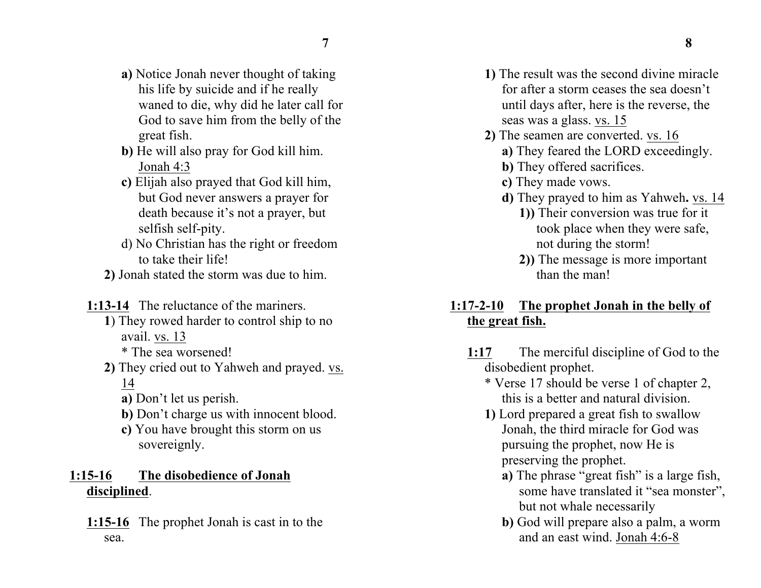**a)** Notice Jonah never thought of taking his life by suicide and if he really waned to die, why did he later call for God to save him from the belly of the great fish.

**b)** He will also pray for God kill him. Jonah 4:3

**c)** Elijah also prayed that God kill him, but God never answers a prayer for death because it's not a prayer, but selfish self-pity.

d) No Christian has the right or freedom to take their life!

**2)** Jonah stated the storm was due to him.

**1:13-14** The reluctance of the mariners.

**1**) They rowed harder to control ship to no avail. vs. 13

* The sea worsened!

**2)** They cried out to Yahweh and prayed. vs. 14

**a)** Don't let us perish.

**b)** Don't charge us with innocent blood.

**c)** You have brought this storm on us sovereignly.

**1:15-16** **The disobedience of Jonah disciplined**.

**1:15-16** The prophet Jonah is cast in to the sea.

**1)** The result was the second divine miracle for after a storm ceases the sea doesn't until days after, here is the reverse, the seas was a glass. vs. 15

**2)** The seamen are converted. vs. 16

**a)** They feared the LORD exceedingly.

**b)** They offered sacrifices.

**c)** They made vows.

**d)** They prayed to him as Yahweh**.** vs. 14

**1))** Their conversion was true for it took place when they were safe, not during the storm!

**2))** The message is more important than the man!

**1:17-2-10** **The prophet Jonah in the belly of the great fish.**

**1:17** The merciful discipline of God to the disobedient prophet.

* Verse 17 should be verse 1 of chapter 2, this is a better and natural division.

**1)** Lord prepared a great fish to swallow Jonah, the third miracle for God was pursuing the prophet, now He is preserving the prophet.

**a)** The phrase "great fish" is a large fish, some have translated it "sea monster", but not whale necessarily

**b)** God will prepare also a palm, a worm and an east wind. Jonah 4:6-8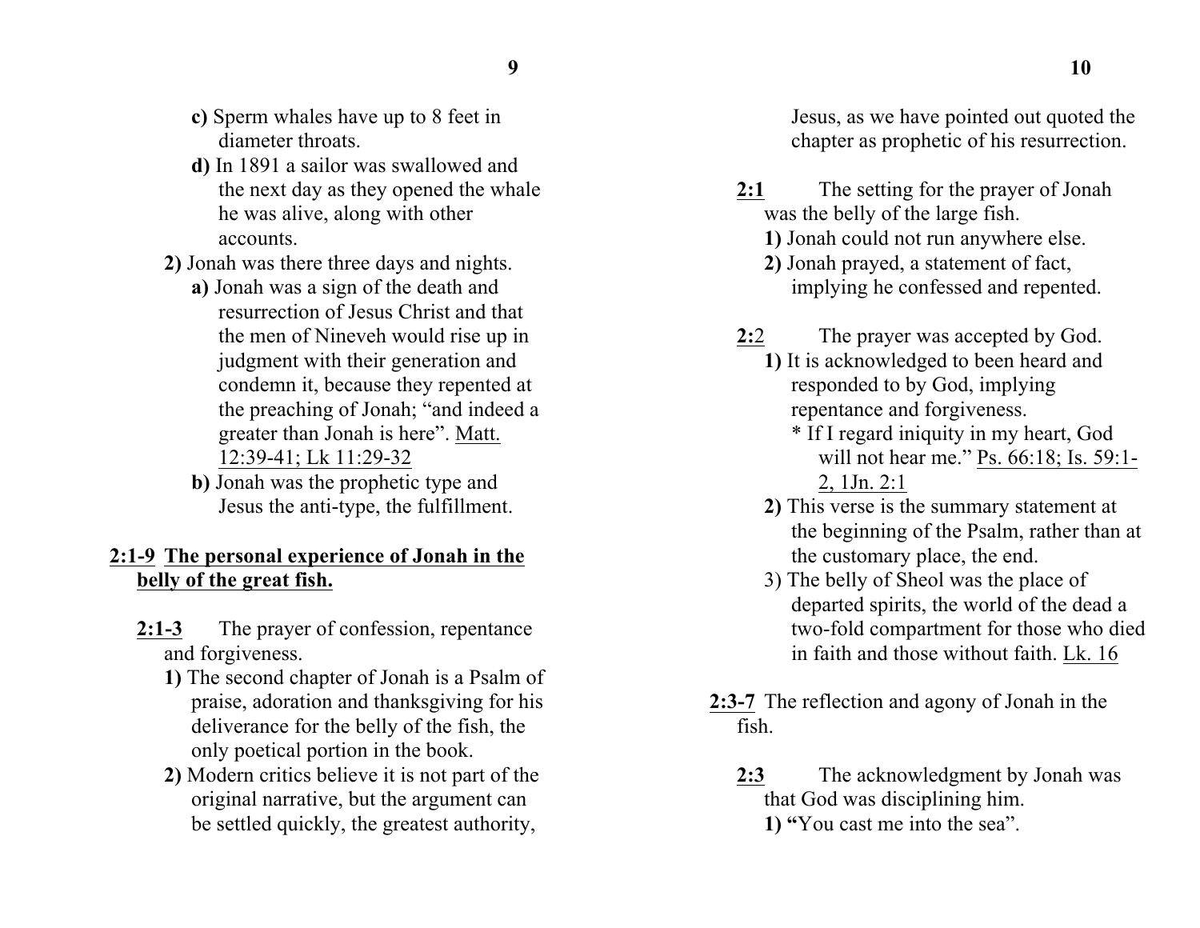**c)** Sperm whales have up to 8 feet in diameter throats.

**d)** In 1891 a sailor was swallowed and the next day as they opened the whale he was alive, along with other accounts.

**2)** Jonah was there three days and nights.

**a)** Jonah was a sign of the death and resurrection of Jesus Christ and that the men of Nineveh would rise up in judgment with their generation and condemn it, because they repented at the preaching of Jonah; "and indeed a greater than Jonah is here". Matt. 12:39-41; Lk 11:29-32

**b)** Jonah was the prophetic type and Jesus the anti-type, the fulfillment.

**2:1-9 The personal experience of Jonah in the belly of the great fish.**

**2:1-3** The prayer of confession, repentance and forgiveness.

**1)** The second chapter of Jonah is a Psalm of praise, adoration and thanksgiving for his deliverance for the belly of the fish, the only poetical portion in the book.

**2)** Modern critics believe it is not part of the original narrative, but the argument can be settled quickly, the greatest authority, Jesus, as we have pointed out quoted the chapter as prophetic of his resurrection.

**2:1** The setting for the prayer of Jonah was the belly of the large fish.

**1)** Jonah could not run anywhere else.

**2)** Jonah prayed, a statement of fact, implying he confessed and repented.

**2:2** The prayer was accepted by God.

**1)** It is acknowledged to been heard and responded to by God, implying repentance and forgiveness.

* If I regard iniquity in my heart, God will not hear me." Ps. 66:18; Is. 59:1-2, 1Jn. 2:1

**2)** This verse is the summary statement at the beginning of the Psalm, rather than at the customary place, the end.

3) The belly of Sheol was the place of departed spirits, the world of the dead a two-fold compartment for those who died in faith and those without faith. Lk. 16

**2:3-7** The reflection and agony of Jonah in the fish.

**2:3** The acknowledgment by Jonah was that God was disciplining him.

**1) "**You cast me into the sea".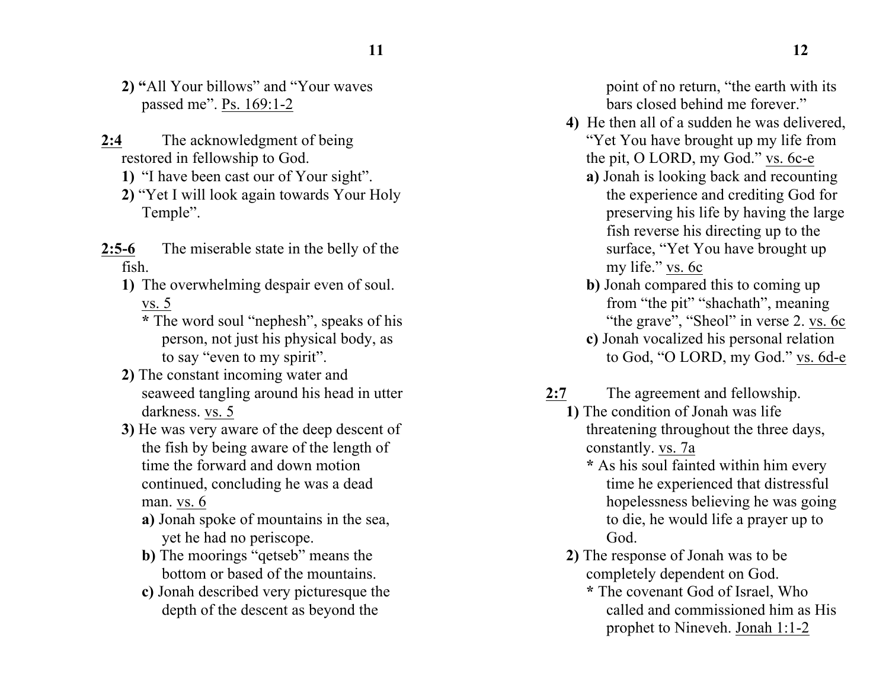**2) "**All Your billows" and "Your waves passed me". Ps. 169:1-2

2:4 The acknowledgment of being restored in fellowship to God.

**1)** "I have been cast our of Your sight".

**2)** "Yet I will look again towards Your Holy Temple".

2:5-6 The miserable state in the belly of the fish.

**1)** The overwhelming despair even of soul. vs. 5

**\*** The word soul "nephesh", speaks of his person, not just his physical body, as to say "even to my spirit".

**2)** The constant incoming water and seaweed tangling around his head in utter darkness. vs. 5

**3)** He was very aware of the deep descent of the fish by being aware of the length of time the forward and down motion continued, concluding he was a dead man. vs. 6

**a)** Jonah spoke of mountains in the sea, yet he had no periscope.

**b)** The moorings "qetseb" means the bottom or based of the mountains.

**c)** Jonah described very picturesque the depth of the descent as beyond the point of no return, "the earth with its bars closed behind me forever."

**4)** He then all of a sudden he was delivered, "Yet You have brought up my life from the pit, O LORD, my God." vs. 6c-e

**a)** Jonah is looking back and recounting the experience and crediting God for preserving his life by having the large fish reverse his directing up to the surface, "Yet You have brought up my life." vs. 6c

**b)** Jonah compared this to coming up from "the pit" "shachath", meaning "the grave", "Sheol" in verse 2. vs. 6c

**c)** Jonah vocalized his personal relation to God, "O LORD, my God." vs. 6d-e

2:7 The agreement and fellowship.

**1)** The condition of Jonah was life threatening throughout the three days, constantly. vs. 7a

**\*** As his soul fainted within him every time he experienced that distressful hopelessness believing he was going to die, he would life a prayer up to God.

**2)** The response of Jonah was to be completely dependent on God.

**\*** The covenant God of Israel, Who called and commissioned him as His prophet to Nineveh. Jonah 1:1-2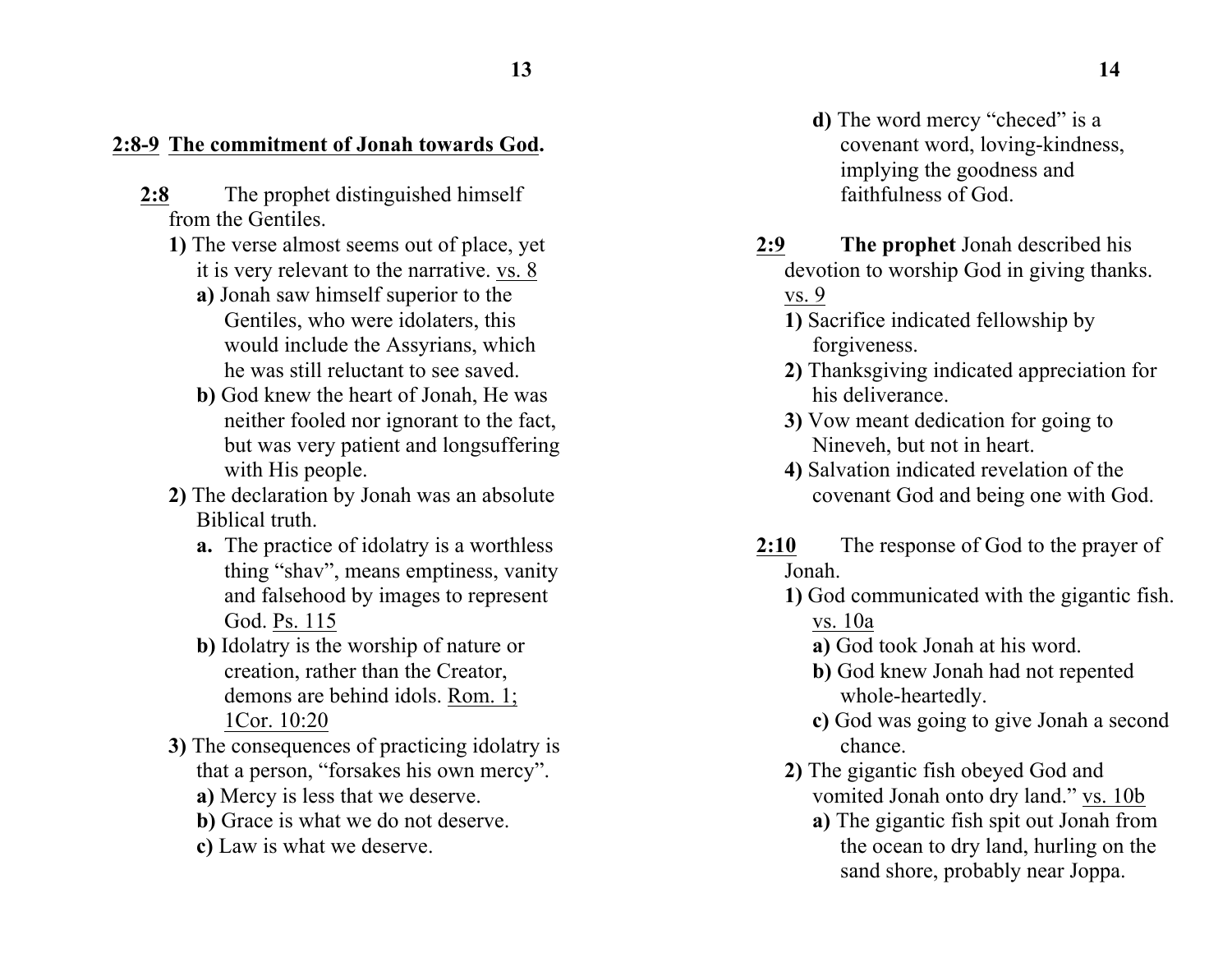**<u>2:8-9</u> <u>The commitment of Jonah towards God</u>.**

**<u>2:8</u>** The prophet distinguished himself from the Gentiles.

**1)** The verse almost seems out of place, yet it is very relevant to the narrative. <u>vs. 8</u>

**a)** Jonah saw himself superior to the Gentiles, who were idolaters, this would include the Assyrians, which he was still reluctant to see saved.

**b)** God knew the heart of Jonah, He was neither fooled nor ignorant to the fact, but was very patient and longsuffering with His people.

**2)** The declaration by Jonah was an absolute Biblical truth.

**a.** The practice of idolatry is a worthless thing "shav", means emptiness, vanity and falsehood by images to represent God. <u>Ps. 115</u>

**b)** Idolatry is the worship of nature or creation, rather than the Creator, demons are behind idols. <u>Rom. 1; 1Cor. 10:20</u>

**3)** The consequences of practicing idolatry is that a person, "forsakes his own mercy".

**a)** Mercy is less that we deserve.

**b)** Grace is what we do not deserve.

**c)** Law is what we deserve.

**d)** The word mercy "checed" is a covenant word, loving-kindness, implying the goodness and faithfulness of God.

**<u>2:9</u>** **The prophet** Jonah described his devotion to worship God in giving thanks. <u>vs. 9</u>

**1)** Sacrifice indicated fellowship by forgiveness.

**2)** Thanksgiving indicated appreciation for his deliverance.

**3)** Vow meant dedication for going to Nineveh, but not in heart.

**4)** Salvation indicated revelation of the covenant God and being one with God.

**<u>2:10</u>** The response of God to the prayer of Jonah.

**1)** God communicated with the gigantic fish. <u>vs. 10a</u>

**a)** God took Jonah at his word.

**b)** God knew Jonah had not repented whole-heartedly.

**c)** God was going to give Jonah a second chance.

**2)** The gigantic fish obeyed God and vomited Jonah onto dry land." <u>vs. 10b</u>

**a)** The gigantic fish spit out Jonah from the ocean to dry land, hurling on the sand shore, probably near Joppa.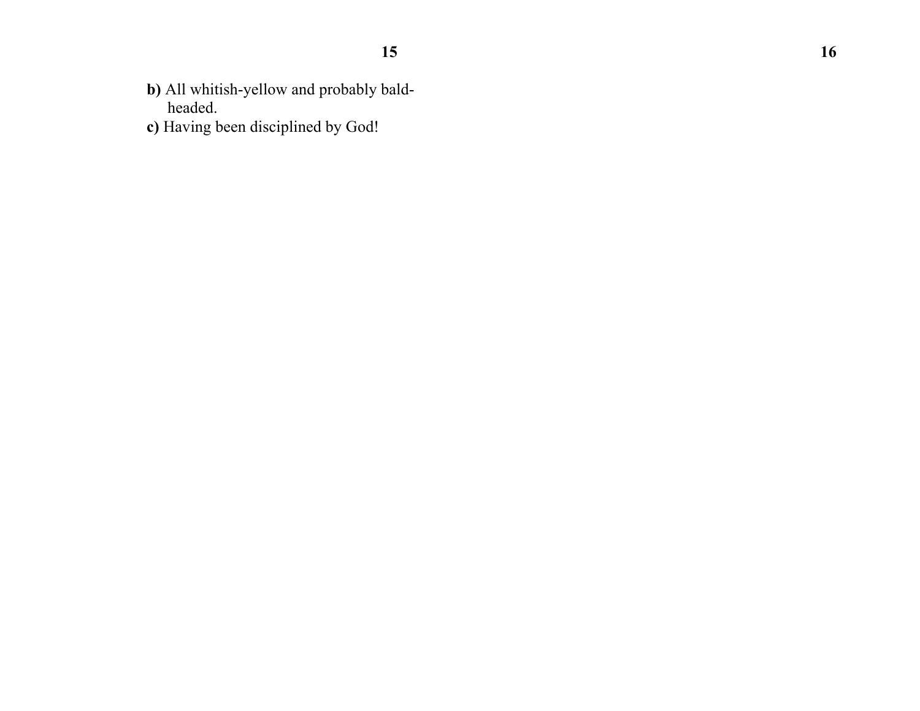**b)** All whitish-yellow and probably bald-headed.

**c)** Having been disciplined by God!